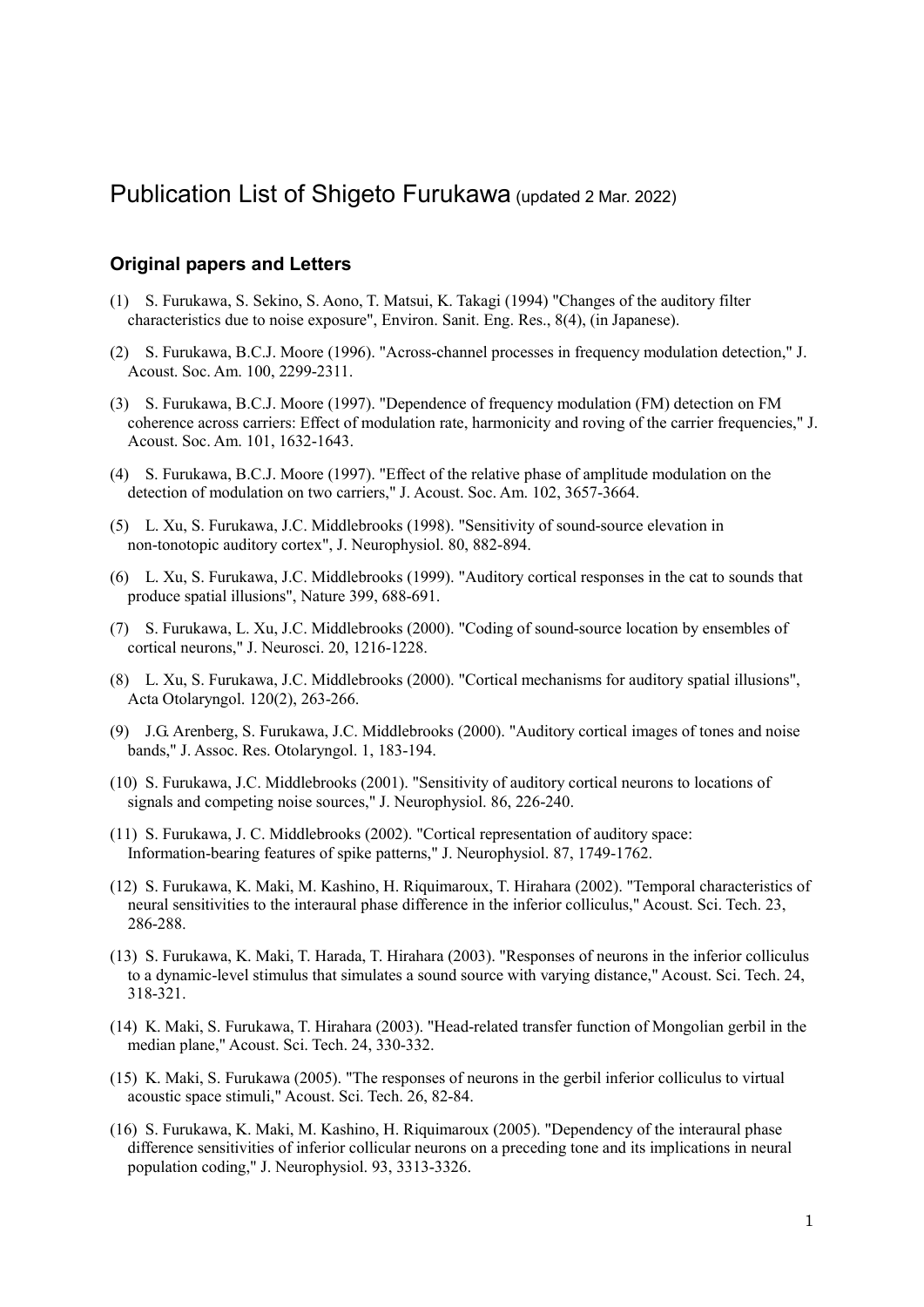# Publication List of Shigeto Furukawa (updated 2 Mar. 2022)

## Original papers and Letters

(1) S. Furukawa, S. Sekino, S. Aono, T. Matsui, K. Takagi (1994) "Changes of the auditory filter characteristics due to noise exposure", Environ. Sanit. Eng. Res., 8(4), (in Japanese).

(2) S. Furukawa, B.C.J. Moore (1996). "Across-channel processes in frequency modulation detection," J. Acoust. Soc. Am. 100, 2299-2311.

(3) S. Furukawa, B.C.J. Moore (1997). "Dependence of frequency modulation (FM) detection on FM coherence across carriers: Effect of modulation rate, harmonicity and roving of the carrier frequencies," J. Acoust. Soc. Am. 101, 1632-1643.

(4) S. Furukawa, B.C.J. Moore (1997). "Effect of the relative phase of amplitude modulation on the detection of modulation on two carriers," J. Acoust. Soc. Am. 102, 3657-3664.

(5) L. Xu, S. Furukawa, J.C. Middlebrooks (1998). "Sensitivity of sound-source elevation in non-tonotopic auditory cortex", J. Neurophysiol. 80, 882-894.

(6) L. Xu, S. Furukawa, J.C. Middlebrooks (1999). "Auditory cortical responses in the cat to sounds that produce spatial illusions", Nature 399, 688-691.

(7) S. Furukawa, L. Xu, J.C. Middlebrooks (2000). "Coding of sound-source location by ensembles of cortical neurons," J. Neurosci. 20, 1216-1228.

(8) L. Xu, S. Furukawa, J.C. Middlebrooks (2000). "Cortical mechanisms for auditory spatial illusions", Acta Otolaryngol. 120(2), 263-266.

(9) J.G. Arenberg, S. Furukawa, J.C. Middlebrooks (2000). "Auditory cortical images of tones and noise bands," J. Assoc. Res. Otolaryngol. 1, 183-194.

(10) S. Furukawa, J.C. Middlebrooks (2001). "Sensitivity of auditory cortical neurons to locations of signals and competing noise sources," J. Neurophysiol. 86, 226-240.

(11) S. Furukawa, J. C. Middlebrooks (2002). "Cortical representation of auditory space: Information-bearing features of spike patterns," J. Neurophysiol. 87, 1749-1762.

(12) S. Furukawa, K. Maki, M. Kashino, H. Riquimaroux, T. Hirahara (2002). "Temporal characteristics of neural sensitivities to the interaural phase difference in the inferior colliculus," Acoust. Sci. Tech. 23, 286-288.

(13) S. Furukawa, K. Maki, T. Harada, T. Hirahara (2003). "Responses of neurons in the inferior colliculus to a dynamic-level stimulus that simulates a sound source with varying distance," Acoust. Sci. Tech. 24, 318-321.

(14) K. Maki, S. Furukawa, T. Hirahara (2003). "Head-related transfer function of Mongolian gerbil in the median plane," Acoust. Sci. Tech. 24, 330-332.

(15) K. Maki, S. Furukawa (2005). "The responses of neurons in the gerbil inferior colliculus to virtual acoustic space stimuli," Acoust. Sci. Tech. 26, 82-84.

(16) S. Furukawa, K. Maki, M. Kashino, H. Riquimaroux (2005). "Dependency of the interaural phase difference sensitivities of inferior collicular neurons on a preceding tone and its implications in neural population coding," J. Neurophysiol. 93, 3313-3326.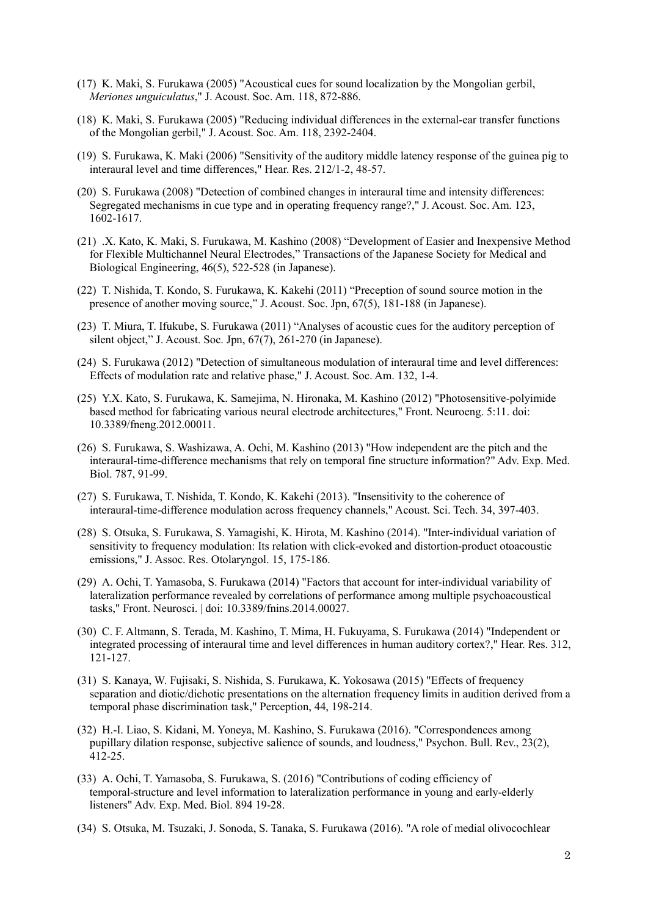(17) K. Maki, S. Furukawa (2005) "Acoustical cues for sound localization by the Mongolian gerbil, *Meriones unguiculatus*," J. Acoust. Soc. Am. 118, 872-886.

(18) K. Maki, S. Furukawa (2005) "Reducing individual differences in the external-ear transfer functions of the Mongolian gerbil," J. Acoust. Soc. Am. 118, 2392-2404.

(19) S. Furukawa, K. Maki (2006) "Sensitivity of the auditory middle latency response of the guinea pig to interaural level and time differences," Hear. Res. 212/1-2, 48-57.

(20) S. Furukawa (2008) "Detection of combined changes in interaural time and intensity differences: Segregated mechanisms in cue type and in operating frequency range?," J. Acoust. Soc. Am. 123, 1602-1617.

(21) .X. Kato, K. Maki, S. Furukawa, M. Kashino (2008) "Development of Easier and Inexpensive Method for Flexible Multichannel Neural Electrodes," Transactions of the Japanese Society for Medical and Biological Engineering, 46(5), 522-528 (in Japanese).

(22) T. Nishida, T. Kondo, S. Furukawa, K. Kakehi (2011) "Preception of sound source motion in the presence of another moving source," J. Acoust. Soc. Jpn, 67(5), 181-188 (in Japanese).

(23) T. Miura, T. Ifukube, S. Furukawa (2011) "Analyses of acoustic cues for the auditory perception of silent object," J. Acoust. Soc. Jpn, 67(7), 261-270 (in Japanese).

(24) S. Furukawa (2012) "Detection of simultaneous modulation of interaural time and level differences: Effects of modulation rate and relative phase," J. Acoust. Soc. Am. 132, 1-4.

(25) Y.X. Kato, S. Furukawa, K. Samejima, N. Hironaka, M. Kashino (2012) "Photosensitive-polyimide based method for fabricating various neural electrode architectures," Front. Neuroeng. 5:11. doi: 10.3389/fneng.2012.00011.

(26) S. Furukawa, S. Washizawa, A. Ochi, M. Kashino (2013) "How independent are the pitch and the interaural-time-difference mechanisms that rely on temporal fine structure information?" Adv. Exp. Med. Biol. 787, 91-99.

(27) S. Furukawa, T. Nishida, T. Kondo, K. Kakehi (2013). "Insensitivity to the coherence of interaural-time-difference modulation across frequency channels," Acoust. Sci. Tech. 34, 397-403.

(28) S. Otsuka, S. Furukawa, S. Yamagishi, K. Hirota, M. Kashino (2014). "Inter-individual variation of sensitivity to frequency modulation: Its relation with click-evoked and distortion-product otoacoustic emissions," J. Assoc. Res. Otolaryngol. 15, 175-186.

(29) A. Ochi, T. Yamasoba, S. Furukawa (2014) "Factors that account for inter-individual variability of lateralization performance revealed by correlations of performance among multiple psychoacoustical tasks," Front. Neurosci. | doi: 10.3389/fnins.2014.00027.

(30) C. F. Altmann, S. Terada, M. Kashino, T. Mima, H. Fukuyama, S. Furukawa (2014) "Independent or integrated processing of interaural time and level differences in human auditory cortex?," Hear. Res. 312, 121-127.

(31) S. Kanaya, W. Fujisaki, S. Nishida, S. Furukawa, K. Yokosawa (2015) "Effects of frequency separation and diotic/dichotic presentations on the alternation frequency limits in audition derived from a temporal phase discrimination task," Perception, 44, 198-214.

(32) H.-I. Liao, S. Kidani, M. Yoneya, M. Kashino, S. Furukawa (2016). "Correspondences among pupillary dilation response, subjective salience of sounds, and loudness," Psychon. Bull. Rev., 23(2), 412-25.

(33) A. Ochi, T. Yamasoba, S. Furukawa, S. (2016) "Contributions of coding efficiency of temporal-structure and level information to lateralization performance in young and early-elderly listeners" Adv. Exp. Med. Biol. 894 19-28.

(34) S. Otsuka, M. Tsuzaki, J. Sonoda, S. Tanaka, S. Furukawa (2016). "A role of medial olivocochlear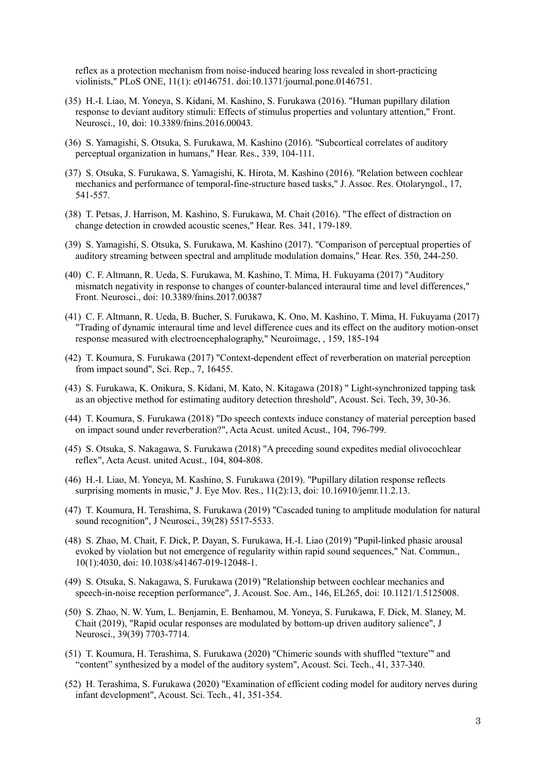reflex as a protection mechanism from noise-induced hearing loss revealed in short-practicing violinists," PLoS ONE, 11(1): e0146751. doi:10.1371/journal.pone.0146751.

(35) H.-I. Liao, M. Yoneya, S. Kidani, M. Kashino, S. Furukawa (2016). "Human pupillary dilation response to deviant auditory stimuli: Effects of stimulus properties and voluntary attention," Front. Neurosci., 10, doi: 10.3389/fnins.2016.00043.

(36) S. Yamagishi, S. Otsuka, S. Furukawa, M. Kashino (2016). "Subcortical correlates of auditory perceptual organization in humans," Hear. Res., 339, 104-111.

(37) S. Otsuka, S. Furukawa, S. Yamagishi, K. Hirota, M. Kashino (2016). "Relation between cochlear mechanics and performance of temporal-fine-structure based tasks," J. Assoc. Res. Otolaryngol., 17, 541-557.

(38) T. Petsas, J. Harrison, M. Kashino, S. Furukawa, M. Chait (2016). "The effect of distraction on change detection in crowded acoustic scenes," Hear. Res. 341, 179-189.

(39) S. Yamagishi, S. Otsuka, S. Furukawa, M. Kashino (2017). "Comparison of perceptual properties of auditory streaming between spectral and amplitude modulation domains," Hear. Res. 350, 244-250.

(40) C. F. Altmann, R. Ueda, S. Furukawa, M. Kashino, T. Mima, H. Fukuyama (2017) "Auditory mismatch negativity in response to changes of counter-balanced interaural time and level differences," Front. Neurosci., doi: 10.3389/fnins.2017.00387

(41) C. F. Altmann, R. Ueda, B. Bucher, S. Furukawa, K. Ono, M. Kashino, T. Mima, H. Fukuyama (2017) "Trading of dynamic interaural time and level difference cues and its effect on the auditory motion-onset response measured with electroencephalography," Neuroimage, , 159, 185-194

(42) T. Koumura, S. Furukawa (2017) "Context-dependent effect of reverberation on material perception from impact sound", Sci. Rep., 7, 16455.

(43) S. Furukawa, K. Onikura, S. Kidani, M. Kato, N. Kitagawa (2018) " Light-synchronized tapping task as an objective method for estimating auditory detection threshold", Acoust. Sci. Tech, 39, 30-36.

(44) T. Koumura, S. Furukawa (2018) "Do speech contexts induce constancy of material perception based on impact sound under reverberation?", Acta Acust. united Acust., 104, 796-799.

(45) S. Otsuka, S. Nakagawa, S. Furukawa (2018) "A preceding sound expedites medial olivocochlear reflex", Acta Acust. united Acust., 104, 804-808.

(46) H.-I. Liao, M. Yoneya, M. Kashino, S. Furukawa (2019). "Pupillary dilation response reflects surprising moments in music," J. Eye Mov. Res., 11(2):13, doi: 10.16910/jemr.11.2.13.

(47) T. Koumura, H. Terashima, S. Furukawa (2019) "Cascaded tuning to amplitude modulation for natural sound recognition", J Neurosci., 39(28) 5517-5533.

(48) S. Zhao, M. Chait, F. Dick, P. Dayan, S. Furukawa, H.-I. Liao (2019) "Pupil-linked phasic arousal evoked by violation but not emergence of regularity within rapid sound sequences," Nat. Commun., 10(1):4030, doi: 10.1038/s41467-019-12048-1.

(49) S. Otsuka, S. Nakagawa, S. Furukawa (2019) "Relationship between cochlear mechanics and speech-in-noise reception performance", J. Acoust. Soc. Am., 146, EL265, doi: 10.1121/1.5125008.

(50) S. Zhao, N. W. Yum, L. Benjamin, E. Benhamou, M. Yoneya, S. Furukawa, F. Dick, M. Slaney, M. Chait (2019), "Rapid ocular responses are modulated by bottom-up driven auditory salience", J Neurosci., 39(39) 7703-7714.

(51) T. Koumura, H. Terashima, S. Furukawa (2020) "Chimeric sounds with shuffled "texture"' and "content" synthesized by a model of the auditory system", Acoust. Sci. Tech., 41, 337-340.

(52) H. Terashima, S. Furukawa (2020) "Examination of efficient coding model for auditory nerves during infant development", Acoust. Sci. Tech., 41, 351-354.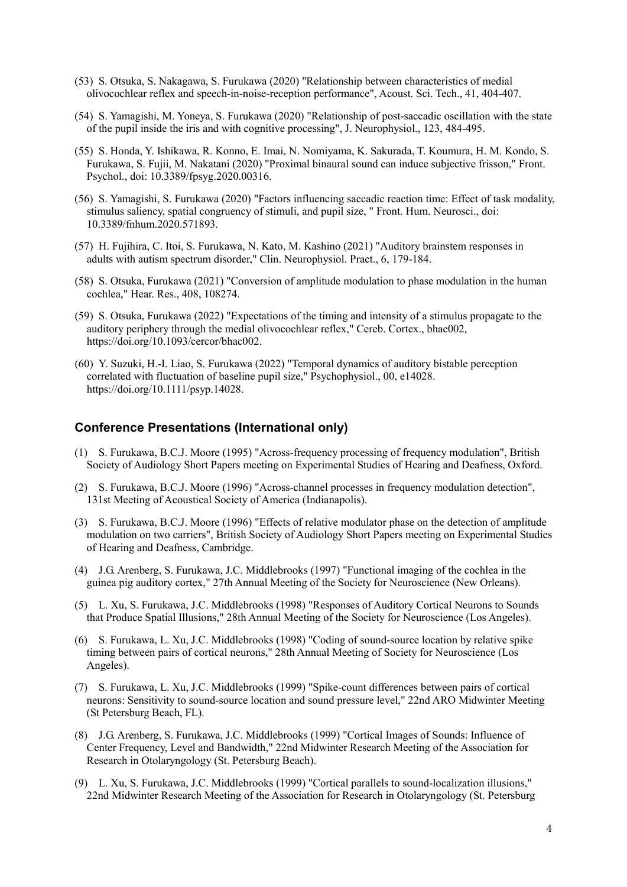(53) S. Otsuka, S. Nakagawa, S. Furukawa (2020) "Relationship between characteristics of medial olivocochlear reflex and speech-in-noise-reception performance", Acoust. Sci. Tech., 41, 404-407.

(54) S. Yamagishi, M. Yoneya, S. Furukawa (2020) "Relationship of post-saccadic oscillation with the state of the pupil inside the iris and with cognitive processing", J. Neurophysiol., 123, 484-495.

(55) S. Honda, Y. Ishikawa, R. Konno, E. Imai, N. Nomiyama, K. Sakurada, T. Koumura, H. M. Kondo, S. Furukawa, S. Fujii, M. Nakatani (2020) "Proximal binaural sound can induce subjective frisson," Front. Psychol., doi: 10.3389/fpsyg.2020.00316.

(56) S. Yamagishi, S. Furukawa (2020) "Factors influencing saccadic reaction time: Effect of task modality, stimulus saliency, spatial congruency of stimuli, and pupil size, " Front. Hum. Neurosci., doi: 10.3389/fnhum.2020.571893.

(57) H. Fujihira, C. Itoi, S. Furukawa, N. Kato, M. Kashino (2021) "Auditory brainstem responses in adults with autism spectrum disorder," Clin. Neurophysiol. Pract., 6, 179-184.

(58) S. Otsuka, Furukawa (2021) "Conversion of amplitude modulation to phase modulation in the human cochlea," Hear. Res., 408, 108274.

(59) S. Otsuka, Furukawa (2022) "Expectations of the timing and intensity of a stimulus propagate to the auditory periphery through the medial olivocochlear reflex," Cereb. Cortex., bhac002, https://doi.org/10.1093/cercor/bhac002.

(60) Y. Suzuki, H.-I. Liao, S. Furukawa (2022) "Temporal dynamics of auditory bistable perception correlated with fluctuation of baseline pupil size," Psychophysiol., 00, e14028. https://doi.org/10.1111/psyp.14028.

## Conference Presentations (International only)

(1) S. Furukawa, B.C.J. Moore (1995) "Across-frequency processing of frequency modulation", British Society of Audiology Short Papers meeting on Experimental Studies of Hearing and Deafness, Oxford.

(2) S. Furukawa, B.C.J. Moore (1996) "Across-channel processes in frequency modulation detection", 131st Meeting of Acoustical Society of America (Indianapolis).

(3) S. Furukawa, B.C.J. Moore (1996) "Effects of relative modulator phase on the detection of amplitude modulation on two carriers", British Society of Audiology Short Papers meeting on Experimental Studies of Hearing and Deafness, Cambridge.

(4) J.G. Arenberg, S. Furukawa, J.C. Middlebrooks (1997) "Functional imaging of the cochlea in the guinea pig auditory cortex," 27th Annual Meeting of the Society for Neuroscience (New Orleans).

(5) L. Xu, S. Furukawa, J.C. Middlebrooks (1998) "Responses of Auditory Cortical Neurons to Sounds that Produce Spatial Illusions," 28th Annual Meeting of the Society for Neuroscience (Los Angeles).

(6) S. Furukawa, L. Xu, J.C. Middlebrooks (1998) "Coding of sound-source location by relative spike timing between pairs of cortical neurons," 28th Annual Meeting of Society for Neuroscience (Los Angeles).

(7) S. Furukawa, L. Xu, J.C. Middlebrooks (1999) "Spike-count differences between pairs of cortical neurons: Sensitivity to sound-source location and sound pressure level," 22nd ARO Midwinter Meeting (St Petersburg Beach, FL).

(8) J.G. Arenberg, S. Furukawa, J.C. Middlebrooks (1999) "Cortical Images of Sounds: Influence of Center Frequency, Level and Bandwidth," 22nd Midwinter Research Meeting of the Association for Research in Otolaryngology (St. Petersburg Beach).

(9) L. Xu, S. Furukawa, J.C. Middlebrooks (1999) "Cortical parallels to sound-localization illusions," 22nd Midwinter Research Meeting of the Association for Research in Otolaryngology (St. Petersburg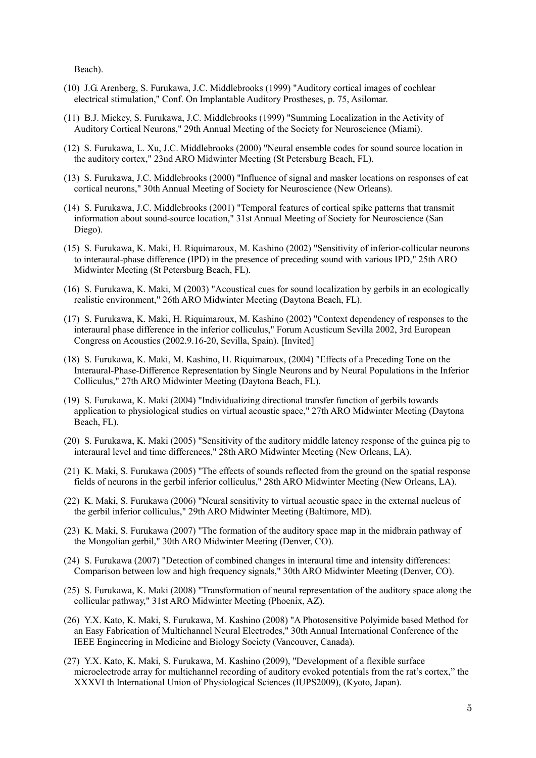Beach).

(10) J.G. Arenberg, S. Furukawa, J.C. Middlebrooks (1999) "Auditory cortical images of cochlear electrical stimulation," Conf. On Implantable Auditory Prostheses, p. 75, Asilomar.

(11) B.J. Mickey, S. Furukawa, J.C. Middlebrooks (1999) "Summing Localization in the Activity of Auditory Cortical Neurons," 29th Annual Meeting of the Society for Neuroscience (Miami).

(12) S. Furukawa, L. Xu, J.C. Middlebrooks (2000) "Neural ensemble codes for sound source location in the auditory cortex," 23nd ARO Midwinter Meeting (St Petersburg Beach, FL).

(13) S. Furukawa, J.C. Middlebrooks (2000) "Influence of signal and masker locations on responses of cat cortical neurons," 30th Annual Meeting of Society for Neuroscience (New Orleans).

(14) S. Furukawa, J.C. Middlebrooks (2001) "Temporal features of cortical spike patterns that transmit information about sound-source location," 31st Annual Meeting of Society for Neuroscience (San Diego).

(15) S. Furukawa, K. Maki, H. Riquimaroux, M. Kashino (2002) "Sensitivity of inferior-collicular neurons to interaural-phase difference (IPD) in the presence of preceding sound with various IPD," 25th ARO Midwinter Meeting (St Petersburg Beach, FL).

(16) S. Furukawa, K. Maki, M (2003) "Acoustical cues for sound localization by gerbils in an ecologically realistic environment," 26th ARO Midwinter Meeting (Daytona Beach, FL).

(17) S. Furukawa, K. Maki, H. Riquimaroux, M. Kashino (2002) "Context dependency of responses to the interaural phase difference in the inferior colliculus," Forum Acusticum Sevilla 2002, 3rd European Congress on Acoustics (2002.9.16-20, Sevilla, Spain). [Invited]

(18) S. Furukawa, K. Maki, M. Kashino, H. Riquimaroux, (2004) "Effects of a Preceding Tone on the Interaural-Phase-Difference Representation by Single Neurons and by Neural Populations in the Inferior Colliculus," 27th ARO Midwinter Meeting (Daytona Beach, FL).

(19) S. Furukawa, K. Maki (2004) "Individualizing directional transfer function of gerbils towards application to physiological studies on virtual acoustic space," 27th ARO Midwinter Meeting (Daytona Beach, FL).

(20) S. Furukawa, K. Maki (2005) "Sensitivity of the auditory middle latency response of the guinea pig to interaural level and time differences," 28th ARO Midwinter Meeting (New Orleans, LA).

(21) K. Maki, S. Furukawa (2005) "The effects of sounds reflected from the ground on the spatial response fields of neurons in the gerbil inferior colliculus," 28th ARO Midwinter Meeting (New Orleans, LA).

(22) K. Maki, S. Furukawa (2006) "Neural sensitivity to virtual acoustic space in the external nucleus of the gerbil inferior colliculus," 29th ARO Midwinter Meeting (Baltimore, MD).

(23) K. Maki, S. Furukawa (2007) "The formation of the auditory space map in the midbrain pathway of the Mongolian gerbil," 30th ARO Midwinter Meeting (Denver, CO).

(24) S. Furukawa (2007) "Detection of combined changes in interaural time and intensity differences: Comparison between low and high frequency signals," 30th ARO Midwinter Meeting (Denver, CO).

(25) S. Furukawa, K. Maki (2008) "Transformation of neural representation of the auditory space along the collicular pathway," 31st ARO Midwinter Meeting (Phoenix, AZ).

(26) Y.X. Kato, K. Maki, S. Furukawa, M. Kashino (2008) "A Photosensitive Polyimide based Method for an Easy Fabrication of Multichannel Neural Electrodes," 30th Annual International Conference of the IEEE Engineering in Medicine and Biology Society (Vancouver, Canada).

(27) Y.X. Kato, K. Maki, S. Furukawa, M. Kashino (2009), "Development of a flexible surface microelectrode array for multichannel recording of auditory evoked potentials from the rat's cortex," the XXXVI th International Union of Physiological Sciences (IUPS2009), (Kyoto, Japan).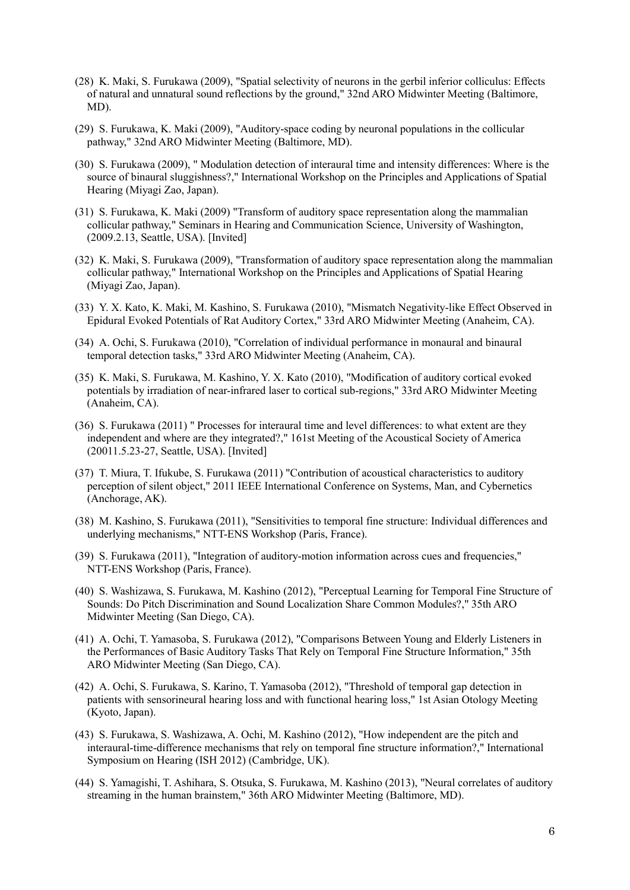(28) K. Maki, S. Furukawa (2009), "Spatial selectivity of neurons in the gerbil inferior colliculus: Effects of natural and unnatural sound reflections by the ground," 32nd ARO Midwinter Meeting (Baltimore, MD).

(29) S. Furukawa, K. Maki (2009), "Auditory-space coding by neuronal populations in the collicular pathway," 32nd ARO Midwinter Meeting (Baltimore, MD).

(30) S. Furukawa (2009), " Modulation detection of interaural time and intensity differences: Where is the source of binaural sluggishness?," International Workshop on the Principles and Applications of Spatial Hearing (Miyagi Zao, Japan).

(31) S. Furukawa, K. Maki (2009) "Transform of auditory space representation along the mammalian collicular pathway," Seminars in Hearing and Communication Science, University of Washington, (2009.2.13, Seattle, USA). [Invited]

(32) K. Maki, S. Furukawa (2009), "Transformation of auditory space representation along the mammalian collicular pathway," International Workshop on the Principles and Applications of Spatial Hearing (Miyagi Zao, Japan).

(33) Y. X. Kato, K. Maki, M. Kashino, S. Furukawa (2010), "Mismatch Negativity-like Effect Observed in Epidural Evoked Potentials of Rat Auditory Cortex," 33rd ARO Midwinter Meeting (Anaheim, CA).

(34) A. Ochi, S. Furukawa (2010), "Correlation of individual performance in monaural and binaural temporal detection tasks," 33rd ARO Midwinter Meeting (Anaheim, CA).

(35) K. Maki, S. Furukawa, M. Kashino, Y. X. Kato (2010), "Modification of auditory cortical evoked potentials by irradiation of near-infrared laser to cortical sub-regions," 33rd ARO Midwinter Meeting (Anaheim, CA).

(36) S. Furukawa (2011) " Processes for interaural time and level differences: to what extent are they independent and where are they integrated?," 161st Meeting of the Acoustical Society of America (20011.5.23-27, Seattle, USA). [Invited]

(37) T. Miura, T. Ifukube, S. Furukawa (2011) "Contribution of acoustical characteristics to auditory perception of silent object," 2011 IEEE International Conference on Systems, Man, and Cybernetics (Anchorage, AK).

(38) M. Kashino, S. Furukawa (2011), "Sensitivities to temporal fine structure: Individual differences and underlying mechanisms," NTT-ENS Workshop (Paris, France).

(39) S. Furukawa (2011), "Integration of auditory-motion information across cues and frequencies," NTT-ENS Workshop (Paris, France).

(40) S. Washizawa, S. Furukawa, M. Kashino (2012), "Perceptual Learning for Temporal Fine Structure of Sounds: Do Pitch Discrimination and Sound Localization Share Common Modules?," 35th ARO Midwinter Meeting (San Diego, CA).

(41) A. Ochi, T. Yamasoba, S. Furukawa (2012), "Comparisons Between Young and Elderly Listeners in the Performances of Basic Auditory Tasks That Rely on Temporal Fine Structure Information," 35th ARO Midwinter Meeting (San Diego, CA).

(42) A. Ochi, S. Furukawa, S. Karino, T. Yamasoba (2012), "Threshold of temporal gap detection in patients with sensorineural hearing loss and with functional hearing loss," 1st Asian Otology Meeting (Kyoto, Japan).

(43) S. Furukawa, S. Washizawa, A. Ochi, M. Kashino (2012), "How independent are the pitch and interaural-time-difference mechanisms that rely on temporal fine structure information?," International Symposium on Hearing (ISH 2012) (Cambridge, UK).

(44) S. Yamagishi, T. Ashihara, S. Otsuka, S. Furukawa, M. Kashino (2013), "Neural correlates of auditory streaming in the human brainstem," 36th ARO Midwinter Meeting (Baltimore, MD).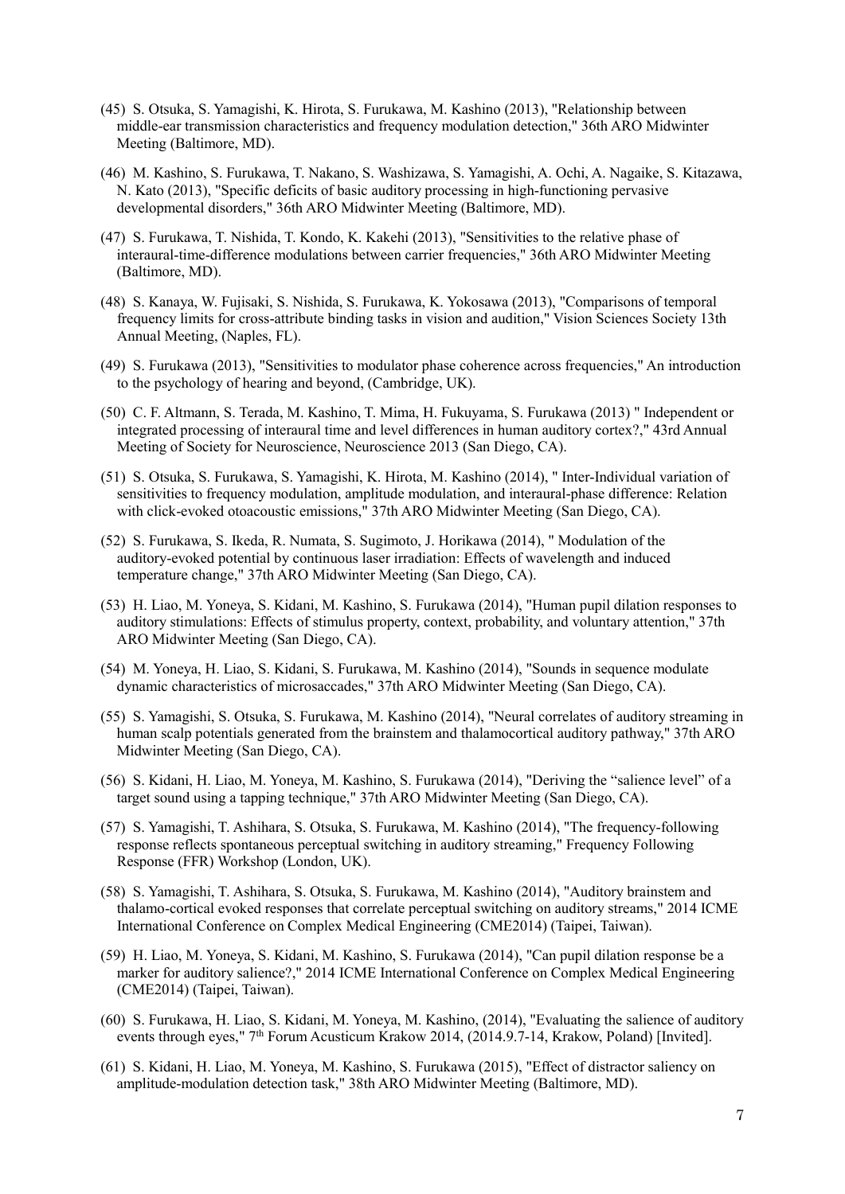(45) S. Otsuka, S. Yamagishi, K. Hirota, S. Furukawa, M. Kashino (2013), "Relationship between middle-ear transmission characteristics and frequency modulation detection," 36th ARO Midwinter Meeting (Baltimore, MD).

(46) M. Kashino, S. Furukawa, T. Nakano, S. Washizawa, S. Yamagishi, A. Ochi, A. Nagaike, S. Kitazawa, N. Kato (2013), "Specific deficits of basic auditory processing in high-functioning pervasive developmental disorders," 36th ARO Midwinter Meeting (Baltimore, MD).

(47) S. Furukawa, T. Nishida, T. Kondo, K. Kakehi (2013), "Sensitivities to the relative phase of interaural-time-difference modulations between carrier frequencies," 36th ARO Midwinter Meeting (Baltimore, MD).

(48) S. Kanaya, W. Fujisaki, S. Nishida, S. Furukawa, K. Yokosawa (2013), "Comparisons of temporal frequency limits for cross-attribute binding tasks in vision and audition," Vision Sciences Society 13th Annual Meeting, (Naples, FL).

(49) S. Furukawa (2013), "Sensitivities to modulator phase coherence across frequencies," An introduction to the psychology of hearing and beyond, (Cambridge, UK).

(50) C. F. Altmann, S. Terada, M. Kashino, T. Mima, H. Fukuyama, S. Furukawa (2013) " Independent or integrated processing of interaural time and level differences in human auditory cortex?," 43rd Annual Meeting of Society for Neuroscience, Neuroscience 2013 (San Diego, CA).

(51) S. Otsuka, S. Furukawa, S. Yamagishi, K. Hirota, M. Kashino (2014), " Inter-Individual variation of sensitivities to frequency modulation, amplitude modulation, and interaural-phase difference: Relation with click-evoked otoacoustic emissions," 37th ARO Midwinter Meeting (San Diego, CA).

(52) S. Furukawa, S. Ikeda, R. Numata, S. Sugimoto, J. Horikawa (2014), " Modulation of the auditory-evoked potential by continuous laser irradiation: Effects of wavelength and induced temperature change," 37th ARO Midwinter Meeting (San Diego, CA).

(53) H. Liao, M. Yoneya, S. Kidani, M. Kashino, S. Furukawa (2014), "Human pupil dilation responses to auditory stimulations: Effects of stimulus property, context, probability, and voluntary attention," 37th ARO Midwinter Meeting (San Diego, CA).

(54) M. Yoneya, H. Liao, S. Kidani, S. Furukawa, M. Kashino (2014), "Sounds in sequence modulate dynamic characteristics of microsaccades," 37th ARO Midwinter Meeting (San Diego, CA).

(55) S. Yamagishi, S. Otsuka, S. Furukawa, M. Kashino (2014), "Neural correlates of auditory streaming in human scalp potentials generated from the brainstem and thalamocortical auditory pathway," 37th ARO Midwinter Meeting (San Diego, CA).

(56) S. Kidani, H. Liao, M. Yoneya, M. Kashino, S. Furukawa (2014), "Deriving the "salience level" of a target sound using a tapping technique," 37th ARO Midwinter Meeting (San Diego, CA).

(57) S. Yamagishi, T. Ashihara, S. Otsuka, S. Furukawa, M. Kashino (2014), "The frequency-following response reflects spontaneous perceptual switching in auditory streaming," Frequency Following Response (FFR) Workshop (London, UK).

(58) S. Yamagishi, T. Ashihara, S. Otsuka, S. Furukawa, M. Kashino (2014), "Auditory brainstem and thalamo-cortical evoked responses that correlate perceptual switching on auditory streams," 2014 ICME International Conference on Complex Medical Engineering (CME2014) (Taipei, Taiwan).

(59) H. Liao, M. Yoneya, S. Kidani, M. Kashino, S. Furukawa (2014), "Can pupil dilation response be a marker for auditory salience?," 2014 ICME International Conference on Complex Medical Engineering (CME2014) (Taipei, Taiwan).

(60) S. Furukawa, H. Liao, S. Kidani, M. Yoneya, M. Kashino, (2014), "Evaluating the salience of auditory events through eyes," 7th Forum Acusticum Krakow 2014, (2014.9.7-14, Krakow, Poland) [Invited].

(61) S. Kidani, H. Liao, M. Yoneya, M. Kashino, S. Furukawa (2015), "Effect of distractor saliency on amplitude-modulation detection task," 38th ARO Midwinter Meeting (Baltimore, MD).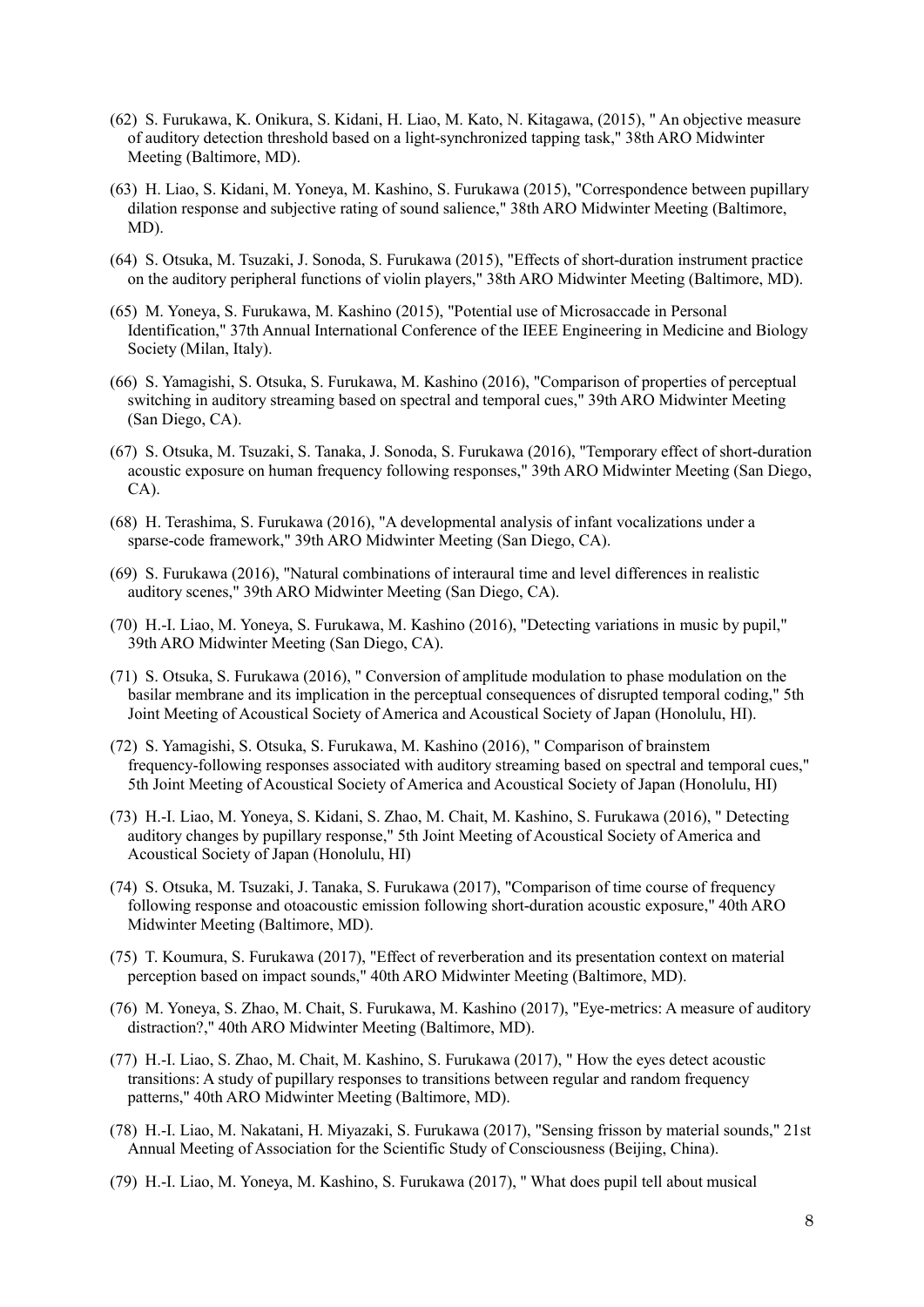(62) S. Furukawa, K. Onikura, S. Kidani, H. Liao, M. Kato, N. Kitagawa, (2015), " An objective measure of auditory detection threshold based on a light-synchronized tapping task," 38th ARO Midwinter Meeting (Baltimore, MD).

(63) H. Liao, S. Kidani, M. Yoneya, M. Kashino, S. Furukawa (2015), "Correspondence between pupillary dilation response and subjective rating of sound salience," 38th ARO Midwinter Meeting (Baltimore, MD).

(64) S. Otsuka, M. Tsuzaki, J. Sonoda, S. Furukawa (2015), "Effects of short-duration instrument practice on the auditory peripheral functions of violin players," 38th ARO Midwinter Meeting (Baltimore, MD).

(65) M. Yoneya, S. Furukawa, M. Kashino (2015), "Potential use of Microsaccade in Personal Identification," 37th Annual International Conference of the IEEE Engineering in Medicine and Biology Society (Milan, Italy).

(66) S. Yamagishi, S. Otsuka, S. Furukawa, M. Kashino (2016), "Comparison of properties of perceptual switching in auditory streaming based on spectral and temporal cues," 39th ARO Midwinter Meeting (San Diego, CA).

(67) S. Otsuka, M. Tsuzaki, S. Tanaka, J. Sonoda, S. Furukawa (2016), "Temporary effect of short-duration acoustic exposure on human frequency following responses," 39th ARO Midwinter Meeting (San Diego, CA).

(68) H. Terashima, S. Furukawa (2016), "A developmental analysis of infant vocalizations under a sparse-code framework," 39th ARO Midwinter Meeting (San Diego, CA).

(69) S. Furukawa (2016), "Natural combinations of interaural time and level differences in realistic auditory scenes," 39th ARO Midwinter Meeting (San Diego, CA).

(70) H.-I. Liao, M. Yoneya, S. Furukawa, M. Kashino (2016), "Detecting variations in music by pupil," 39th ARO Midwinter Meeting (San Diego, CA).

(71) S. Otsuka, S. Furukawa (2016), " Conversion of amplitude modulation to phase modulation on the basilar membrane and its implication in the perceptual consequences of disrupted temporal coding," 5th Joint Meeting of Acoustical Society of America and Acoustical Society of Japan (Honolulu, HI).

(72) S. Yamagishi, S. Otsuka, S. Furukawa, M. Kashino (2016), " Comparison of brainstem frequency-following responses associated with auditory streaming based on spectral and temporal cues," 5th Joint Meeting of Acoustical Society of America and Acoustical Society of Japan (Honolulu, HI)

(73) H.-I. Liao, M. Yoneya, S. Kidani, S. Zhao, M. Chait, M. Kashino, S. Furukawa (2016), " Detecting auditory changes by pupillary response," 5th Joint Meeting of Acoustical Society of America and Acoustical Society of Japan (Honolulu, HI)

(74) S. Otsuka, M. Tsuzaki, J. Tanaka, S. Furukawa (2017), "Comparison of time course of frequency following response and otoacoustic emission following short-duration acoustic exposure," 40th ARO Midwinter Meeting (Baltimore, MD).

(75) T. Koumura, S. Furukawa (2017), "Effect of reverberation and its presentation context on material perception based on impact sounds," 40th ARO Midwinter Meeting (Baltimore, MD).

(76) M. Yoneya, S. Zhao, M. Chait, S. Furukawa, M. Kashino (2017), "Eye-metrics: A measure of auditory distraction?," 40th ARO Midwinter Meeting (Baltimore, MD).

(77) H.-I. Liao, S. Zhao, M. Chait, M. Kashino, S. Furukawa (2017), " How the eyes detect acoustic transitions: A study of pupillary responses to transitions between regular and random frequency patterns," 40th ARO Midwinter Meeting (Baltimore, MD).

(78) H.-I. Liao, M. Nakatani, H. Miyazaki, S. Furukawa (2017), "Sensing frisson by material sounds," 21st Annual Meeting of Association for the Scientific Study of Consciousness (Beijing, China).

(79) H.-I. Liao, M. Yoneya, M. Kashino, S. Furukawa (2017), " What does pupil tell about musical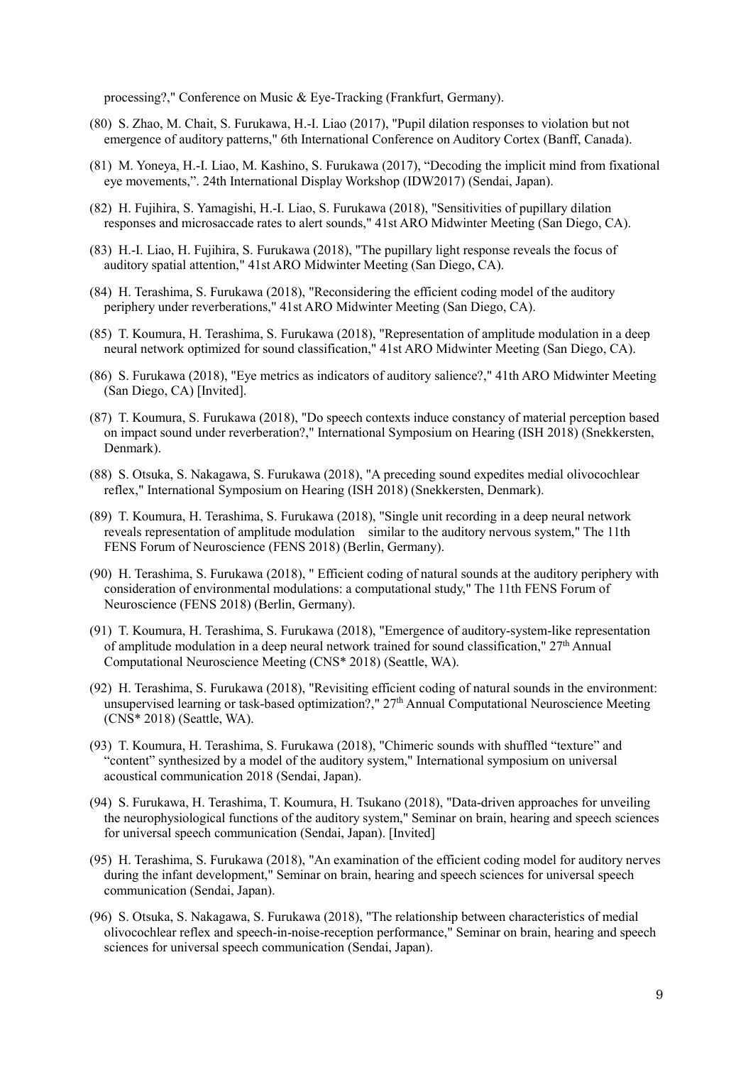processing?," Conference on Music & Eye-Tracking (Frankfurt, Germany).

(80) S. Zhao, M. Chait, S. Furukawa, H.-I. Liao (2017), "Pupil dilation responses to violation but not emergence of auditory patterns," 6th International Conference on Auditory Cortex (Banff, Canada).

(81) M. Yoneya, H.-I. Liao, M. Kashino, S. Furukawa (2017), "Decoding the implicit mind from fixational eye movements,". 24th International Display Workshop (IDW2017) (Sendai, Japan).

(82) H. Fujihira, S. Yamagishi, H.-I. Liao, S. Furukawa (2018), "Sensitivities of pupillary dilation responses and microsaccade rates to alert sounds," 41st ARO Midwinter Meeting (San Diego, CA).

(83) H.-I. Liao, H. Fujihira, S. Furukawa (2018), "The pupillary light response reveals the focus of auditory spatial attention," 41st ARO Midwinter Meeting (San Diego, CA).

(84) H. Terashima, S. Furukawa (2018), "Reconsidering the efficient coding model of the auditory periphery under reverberations," 41st ARO Midwinter Meeting (San Diego, CA).

(85) T. Koumura, H. Terashima, S. Furukawa (2018), "Representation of amplitude modulation in a deep neural network optimized for sound classification," 41st ARO Midwinter Meeting (San Diego, CA).

(86) S. Furukawa (2018), "Eye metrics as indicators of auditory salience?," 41th ARO Midwinter Meeting (San Diego, CA) [Invited].

(87) T. Koumura, S. Furukawa (2018), "Do speech contexts induce constancy of material perception based on impact sound under reverberation?," International Symposium on Hearing (ISH 2018) (Snekkersten, Denmark).

(88) S. Otsuka, S. Nakagawa, S. Furukawa (2018), "A preceding sound expedites medial olivocochlear reflex," International Symposium on Hearing (ISH 2018) (Snekkersten, Denmark).

(89) T. Koumura, H. Terashima, S. Furukawa (2018), "Single unit recording in a deep neural network reveals representation of amplitude modulation similar to the auditory nervous system," The 11th FENS Forum of Neuroscience (FENS 2018) (Berlin, Germany).

(90) H. Terashima, S. Furukawa (2018), " Efficient coding of natural sounds at the auditory periphery with consideration of environmental modulations: a computational study," The 11th FENS Forum of Neuroscience (FENS 2018) (Berlin, Germany).

(91) T. Koumura, H. Terashima, S. Furukawa (2018), "Emergence of auditory-system-like representation of amplitude modulation in a deep neural network trained for sound classification," 27th Annual Computational Neuroscience Meeting (CNS* 2018) (Seattle, WA).

(92) H. Terashima, S. Furukawa (2018), "Revisiting efficient coding of natural sounds in the environment: unsupervised learning or task-based optimization?," 27th Annual Computational Neuroscience Meeting (CNS* 2018) (Seattle, WA).

(93) T. Koumura, H. Terashima, S. Furukawa (2018), "Chimeric sounds with shuffled "texture" and "content" synthesized by a model of the auditory system," International symposium on universal acoustical communication 2018 (Sendai, Japan).

(94) S. Furukawa, H. Terashima, T. Koumura, H. Tsukano (2018), "Data-driven approaches for unveiling the neurophysiological functions of the auditory system," Seminar on brain, hearing and speech sciences for universal speech communication (Sendai, Japan). [Invited]

(95) H. Terashima, S. Furukawa (2018), "An examination of the efficient coding model for auditory nerves during the infant development," Seminar on brain, hearing and speech sciences for universal speech communication (Sendai, Japan).

(96) S. Otsuka, S. Nakagawa, S. Furukawa (2018), "The relationship between characteristics of medial olivocochlear reflex and speech-in-noise-reception performance," Seminar on brain, hearing and speech sciences for universal speech communication (Sendai, Japan).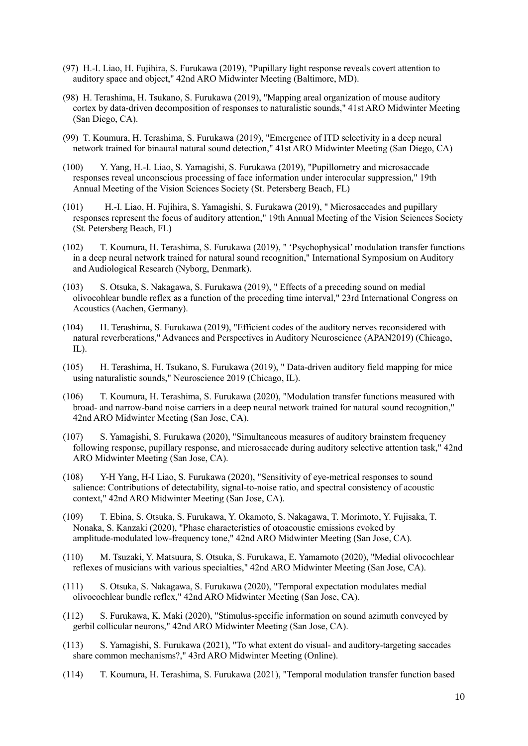(97) H.-I. Liao, H. Fujihira, S. Furukawa (2019), "Pupillary light response reveals covert attention to auditory space and object," 42nd ARO Midwinter Meeting (Baltimore, MD).

(98) H. Terashima, H. Tsukano, S. Furukawa (2019), "Mapping areal organization of mouse auditory cortex by data-driven decomposition of responses to naturalistic sounds," 41st ARO Midwinter Meeting (San Diego, CA).

(99) T. Koumura, H. Terashima, S. Furukawa (2019), "Emergence of ITD selectivity in a deep neural network trained for binaural natural sound detection," 41st ARO Midwinter Meeting (San Diego, CA)

(100) Y. Yang, H.-I. Liao, S. Yamagishi, S. Furukawa (2019), "Pupillometry and microsaccade responses reveal unconscious processing of face information under interocular suppression," 19th Annual Meeting of the Vision Sciences Society (St. Petersberg Beach, FL)

(101) H.-I. Liao, H. Fujihira, S. Yamagishi, S. Furukawa (2019), " Microsaccades and pupillary responses represent the focus of auditory attention," 19th Annual Meeting of the Vision Sciences Society (St. Petersberg Beach, FL)

(102) T. Koumura, H. Terashima, S. Furukawa (2019), " 'Psychophysical' modulation transfer functions in a deep neural network trained for natural sound recognition," International Symposium on Auditory and Audiological Research (Nyborg, Denmark).

(103) S. Otsuka, S. Nakagawa, S. Furukawa (2019), " Effects of a preceding sound on medial olivocohlear bundle reflex as a function of the preceding time interval," 23rd International Congress on Acoustics (Aachen, Germany).

(104) H. Terashima, S. Furukawa (2019), "Efficient codes of the auditory nerves reconsidered with natural reverberations," Advances and Perspectives in Auditory Neuroscience (APAN2019) (Chicago, IL).

(105) H. Terashima, H. Tsukano, S. Furukawa (2019), " Data-driven auditory field mapping for mice using naturalistic sounds," Neuroscience 2019 (Chicago, IL).

(106) T. Koumura, H. Terashima, S. Furukawa (2020), "Modulation transfer functions measured with broad- and narrow-band noise carriers in a deep neural network trained for natural sound recognition," 42nd ARO Midwinter Meeting (San Jose, CA).

(107) S. Yamagishi, S. Furukawa (2020), "Simultaneous measures of auditory brainstem frequency following response, pupillary response, and microsaccade during auditory selective attention task," 42nd ARO Midwinter Meeting (San Jose, CA).

(108) Y-H Yang, H-I Liao, S. Furukawa (2020), "Sensitivity of eye-metrical responses to sound salience: Contributions of detectability, signal-to-noise ratio, and spectral consistency of acoustic context," 42nd ARO Midwinter Meeting (San Jose, CA).

(109) T. Ebina, S. Otsuka, S. Furukawa, Y. Okamoto, S. Nakagawa, T. Morimoto, Y. Fujisaka, T. Nonaka, S. Kanzaki (2020), "Phase characteristics of otoacoustic emissions evoked by amplitude-modulated low-frequency tone," 42nd ARO Midwinter Meeting (San Jose, CA).

(110) M. Tsuzaki, Y. Matsuura, S. Otsuka, S. Furukawa, E. Yamamoto (2020), "Medial olivocochlear reflexes of musicians with various specialties," 42nd ARO Midwinter Meeting (San Jose, CA).

(111) S. Otsuka, S. Nakagawa, S. Furukawa (2020), "Temporal expectation modulates medial olivocochlear bundle reflex," 42nd ARO Midwinter Meeting (San Jose, CA).

(112) S. Furukawa, K. Maki (2020), "Stimulus-specific information on sound azimuth conveyed by gerbil collicular neurons," 42nd ARO Midwinter Meeting (San Jose, CA).

(113) S. Yamagishi, S. Furukawa (2021), "To what extent do visual- and auditory-targeting saccades share common mechanisms?," 43rd ARO Midwinter Meeting (Online).

(114) T. Koumura, H. Terashima, S. Furukawa (2021), "Temporal modulation transfer function based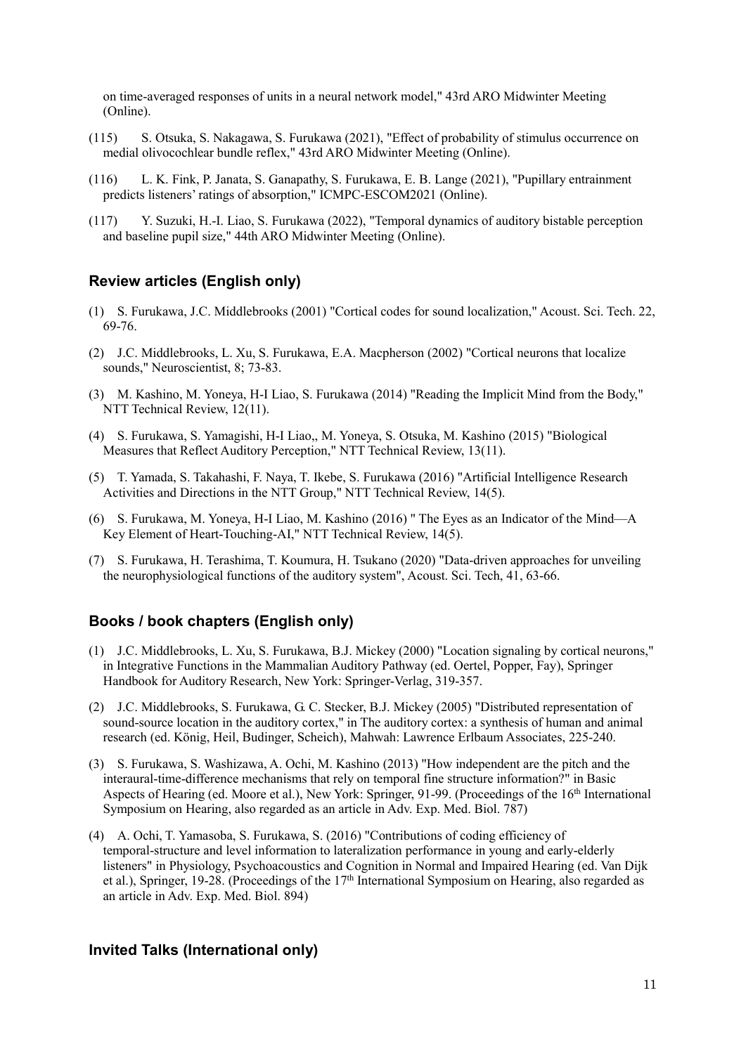on time-averaged responses of units in a neural network model," 43rd ARO Midwinter Meeting (Online).

(115) S. Otsuka, S. Nakagawa, S. Furukawa (2021), "Effect of probability of stimulus occurrence on medial olivocochlear bundle reflex," 43rd ARO Midwinter Meeting (Online).

(116) L. K. Fink, P. Janata, S. Ganapathy, S. Furukawa, E. B. Lange (2021), "Pupillary entrainment predicts listeners' ratings of absorption," ICMPC-ESCOM2021 (Online).

(117) Y. Suzuki, H.-I. Liao, S. Furukawa (2022), "Temporal dynamics of auditory bistable perception and baseline pupil size," 44th ARO Midwinter Meeting (Online).

### Review articles (English only)

(1) S. Furukawa, J.C. Middlebrooks (2001) "Cortical codes for sound localization," Acoust. Sci. Tech. 22, 69-76.

(2) J.C. Middlebrooks, L. Xu, S. Furukawa, E.A. Macpherson (2002) "Cortical neurons that localize sounds," Neuroscientist, 8; 73-83.

(3) M. Kashino, M. Yoneya, H-I Liao, S. Furukawa (2014) "Reading the Implicit Mind from the Body," NTT Technical Review, 12(11).

(4) S. Furukawa, S. Yamagishi, H-I Liao,, M. Yoneya, S. Otsuka, M. Kashino (2015) "Biological Measures that Reflect Auditory Perception," NTT Technical Review, 13(11).

(5) T. Yamada, S. Takahashi, F. Naya, T. Ikebe, S. Furukawa (2016) "Artificial Intelligence Research Activities and Directions in the NTT Group," NTT Technical Review, 14(5).

(6) S. Furukawa, M. Yoneya, H-I Liao, M. Kashino (2016) " The Eyes as an Indicator of the Mind—A Key Element of Heart-Touching-AI," NTT Technical Review, 14(5).

(7) S. Furukawa, H. Terashima, T. Koumura, H. Tsukano (2020) "Data-driven approaches for unveiling the neurophysiological functions of the auditory system", Acoust. Sci. Tech, 41, 63-66.

### Books / book chapters (English only)

(1) J.C. Middlebrooks, L. Xu, S. Furukawa, B.J. Mickey (2000) "Location signaling by cortical neurons," in Integrative Functions in the Mammalian Auditory Pathway (ed. Oertel, Popper, Fay), Springer Handbook for Auditory Research, New York: Springer-Verlag, 319-357.

(2) J.C. Middlebrooks, S. Furukawa, G. C. Stecker, B.J. Mickey (2005) "Distributed representation of sound-source location in the auditory cortex," in The auditory cortex: a synthesis of human and animal research (ed. König, Heil, Budinger, Scheich), Mahwah: Lawrence Erlbaum Associates, 225-240.

(3) S. Furukawa, S. Washizawa, A. Ochi, M. Kashino (2013) "How independent are the pitch and the interaural-time-difference mechanisms that rely on temporal fine structure information?" in Basic Aspects of Hearing (ed. Moore et al.), New York: Springer, 91-99. (Proceedings of the 16th International Symposium on Hearing, also regarded as an article in Adv. Exp. Med. Biol. 787)

(4) A. Ochi, T. Yamasoba, S. Furukawa, S. (2016) "Contributions of coding efficiency of temporal-structure and level information to lateralization performance in young and early-elderly listeners" in Physiology, Psychoacoustics and Cognition in Normal and Impaired Hearing (ed. Van Dijk et al.), Springer, 19-28. (Proceedings of the 17th International Symposium on Hearing, also regarded as an article in Adv. Exp. Med. Biol. 894)

### Invited Talks (International only)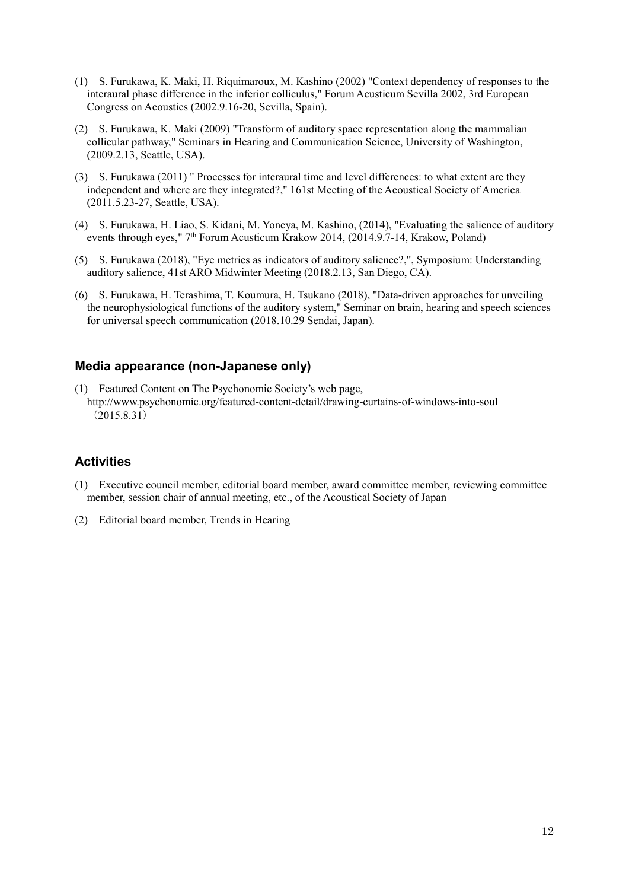(1) S. Furukawa, K. Maki, H. Riquimaroux, M. Kashino (2002) "Context dependency of responses to the interaural phase difference in the inferior colliculus," Forum Acusticum Sevilla 2002, 3rd European Congress on Acoustics (2002.9.16-20, Sevilla, Spain).

(2) S. Furukawa, K. Maki (2009) "Transform of auditory space representation along the mammalian collicular pathway," Seminars in Hearing and Communication Science, University of Washington, (2009.2.13, Seattle, USA).

(3) S. Furukawa (2011) " Processes for interaural time and level differences: to what extent are they independent and where are they integrated?," 161st Meeting of the Acoustical Society of America (2011.5.23-27, Seattle, USA).

(4) S. Furukawa, H. Liao, S. Kidani, M. Yoneya, M. Kashino, (2014), "Evaluating the salience of auditory events through eyes," 7th Forum Acusticum Krakow 2014, (2014.9.7-14, Krakow, Poland)

(5) S. Furukawa (2018), "Eye metrics as indicators of auditory salience?,", Symposium: Understanding auditory salience, 41st ARO Midwinter Meeting (2018.2.13, San Diego, CA).

(6) S. Furukawa, H. Terashima, T. Koumura, H. Tsukano (2018), "Data-driven approaches for unveiling the neurophysiological functions of the auditory system," Seminar on brain, hearing and speech sciences for universal speech communication (2018.10.29 Sendai, Japan).

## Media appearance (non-Japanese only)

(1) Featured Content on The Psychonomic Society's web page, http://www.psychonomic.org/featured-content-detail/drawing-curtains-of-windows-into-soul （2015.8.31）

## Activities

(1) Executive council member, editorial board member, award committee member, reviewing committee member, session chair of annual meeting, etc., of the Acoustical Society of Japan

(2) Editorial board member, Trends in Hearing